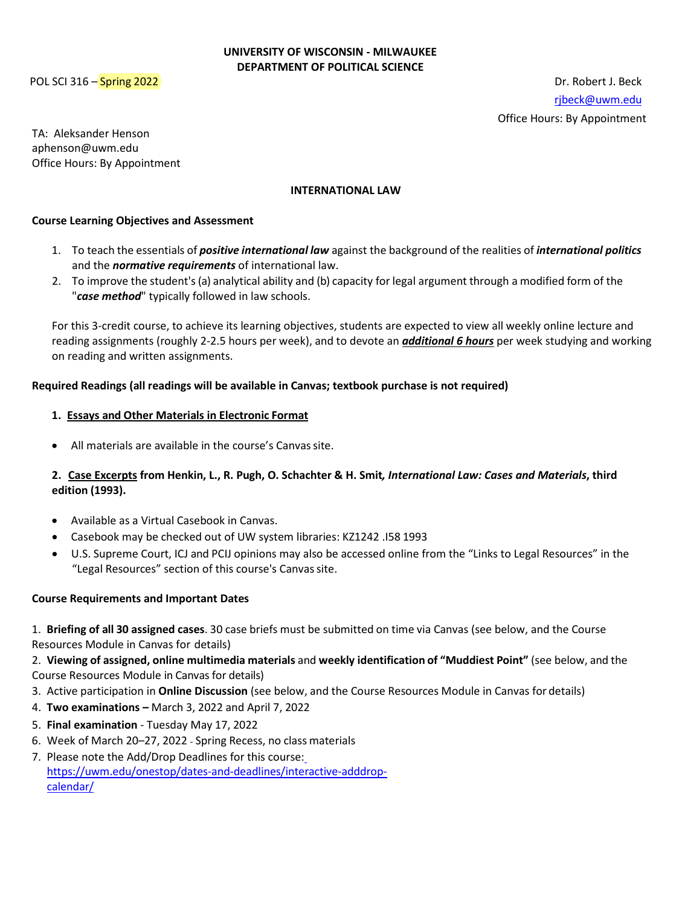**UNIVERSITY OF WISCONSIN - MILWAUKEE**
**DEPARTMENT OF POLITICAL SCIENCE**

POL SCI 316 – Spring 2022

Dr. Robert J. Beck
rjbeck@uwm.edu
Office Hours: By Appointment

TA: Aleksander Henson
aphenson@uwm.edu
Office Hours: By Appointment

# INTERNATIONAL LAW

## Course Learning Objectives and Assessment

1. To teach the essentials of ***positive international law*** against the background of the realities of ***international politics*** and the ***normative requirements*** of international law.
2. To improve the student's (a) analytical ability and (b) capacity for legal argument through a modified form of the "***case method***" typically followed in law schools.

For this 3-credit course, to achieve its learning objectives, students are expected to view all weekly online lecture and reading assignments (roughly 2-2.5 hours per week), and to devote an ***additional 6 hours*** per week studying and working on reading and written assignments.

## Required Readings (all readings will be available in Canvas; textbook purchase is not required)

**1. Essays and Other Materials in Electronic Format**

- All materials are available in the course's Canvas site.

**2. Case Excerpts from Henkin, L., R. Pugh, O. Schachter & H. Smit*, International Law: Cases and Materials*, third edition (1993).**

- Available as a Virtual Casebook in Canvas.
- Casebook may be checked out of UW system libraries: KZ1242 .I58 1993
- U.S. Supreme Court, ICJ and PCIJ opinions may also be accessed online from the "Links to Legal Resources" in the "Legal Resources" section of this course's Canvas site.

## Course Requirements and Important Dates

1. **Briefing of all 30 assigned cases**. 30 case briefs must be submitted on time via Canvas (see below, and the Course Resources Module in Canvas for details)
2. **Viewing of assigned, online multimedia materials** and **weekly identification of "Muddiest Point"** (see below, and the Course Resources Module in Canvas for details)
3. Active participation in **Online Discussion** (see below, and the Course Resources Module in Canvas for details)
4. **Two examinations –** March 3, 2022 and April 7, 2022
5. **Final examination** - Tuesday May 17, 2022
6. Week of March 20–27, 2022 - Spring Recess, no class materials
7. Please note the Add/Drop Deadlines for this course: https://uwm.edu/onestop/dates-and-deadlines/interactive-adddrop-calendar/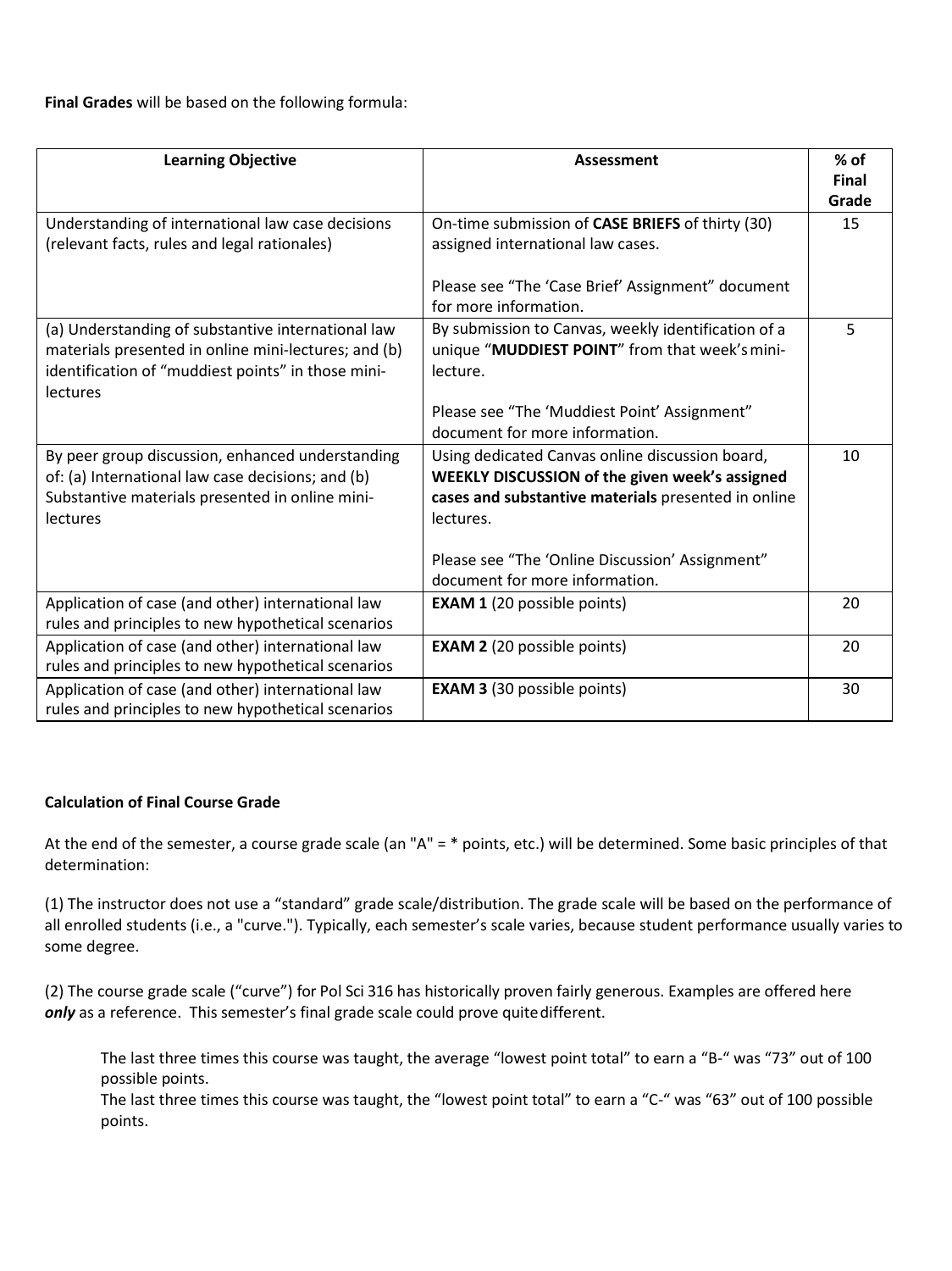**Final Grades** will be based on the following formula:

| Learning Objective | Assessment | % of Final Grade |
|---|---|---|
| Understanding of international law case decisions (relevant facts, rules and legal rationales) | On-time submission of **CASE BRIEFS** of thirty (30) assigned international law cases.<br><br>Please see "The 'Case Brief' Assignment" document for more information. | 15 |
| (a) Understanding of substantive international law materials presented in online mini-lectures; and (b) identification of "muddiest points" in those mini-lectures | By submission to Canvas, weekly identification of a unique "**MUDDIEST POINT**" from that week's mini-lecture.<br><br>Please see "The 'Muddiest Point' Assignment" document for more information. | 5 |
| By peer group discussion, enhanced understanding of: (a) International law case decisions; and (b) Substantive materials presented in online mini-lectures | Using dedicated Canvas online discussion board, **WEEKLY DISCUSSION of the given week's assigned cases and substantive materials** presented in online lectures.<br><br>Please see "The 'Online Discussion' Assignment" document for more information. | 10 |
| Application of case (and other) international law rules and principles to new hypothetical scenarios | **EXAM 1** (20 possible points) | 20 |
| Application of case (and other) international law rules and principles to new hypothetical scenarios | **EXAM 2** (20 possible points) | 20 |
| Application of case (and other) international law rules and principles to new hypothetical scenarios | **EXAM 3** (30 possible points) | 30 |

**Calculation of Final Course Grade**

At the end of the semester, a course grade scale (an "A" = * points, etc.) will be determined. Some basic principles of that determination:

(1) The instructor does not use a "standard" grade scale/distribution. The grade scale will be based on the performance of all enrolled students (i.e., a "curve."). Typically, each semester's scale varies, because student performance usually varies to some degree.

(2) The course grade scale ("curve") for Pol Sci 316 has historically proven fairly generous. Examples are offered here ***only*** as a reference. This semester's final grade scale could prove quite different.

> The last three times this course was taught, the average "lowest point total" to earn a "B-" was "73" out of 100 possible points.
>
> The last three times this course was taught, the "lowest point total" to earn a "C-" was "63" out of 100 possible points.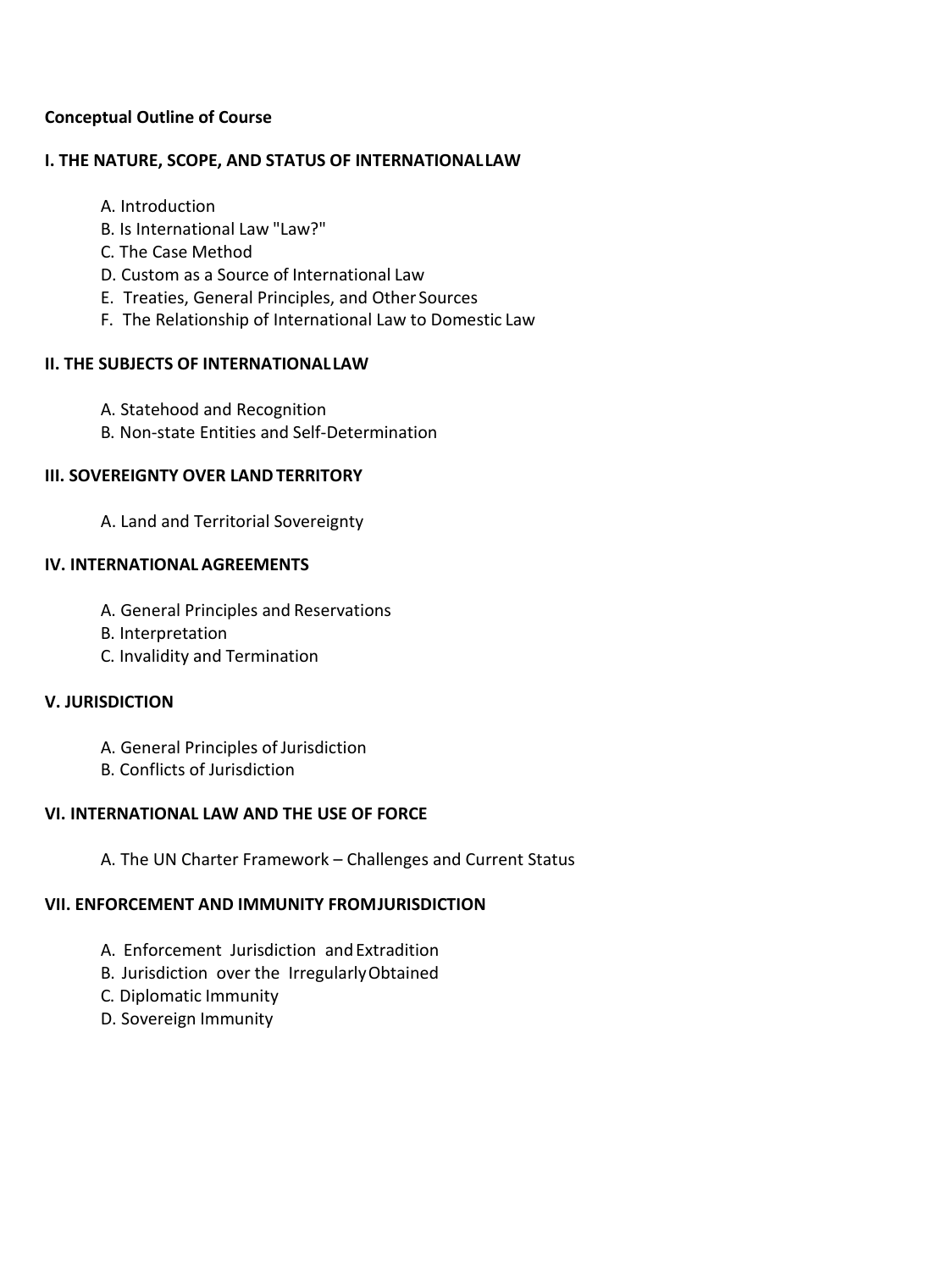**Conceptual Outline of Course**

**I. THE NATURE, SCOPE, AND STATUS OF INTERNATIONAL LAW**

A. Introduction
B. Is International Law "Law?"
C. The Case Method
D. Custom as a Source of International Law
E. Treaties, General Principles, and Other Sources
F. The Relationship of International Law to Domestic Law

**II. THE SUBJECTS OF INTERNATIONAL LAW**

A. Statehood and Recognition
B. Non-state Entities and Self-Determination

**III. SOVEREIGNTY OVER LAND TERRITORY**

A. Land and Territorial Sovereignty

**IV. INTERNATIONAL AGREEMENTS**

A. General Principles and Reservations
B. Interpretation
C. Invalidity and Termination

**V. JURISDICTION**

A. General Principles of Jurisdiction
B. Conflicts of Jurisdiction

**VI. INTERNATIONAL LAW AND THE USE OF FORCE**

A. The UN Charter Framework – Challenges and Current Status

**VII. ENFORCEMENT AND IMMUNITY FROM JURISDICTION**

A. Enforcement Jurisdiction and Extradition
B. Jurisdiction over the Irregularly Obtained
C. Diplomatic Immunity
D. Sovereign Immunity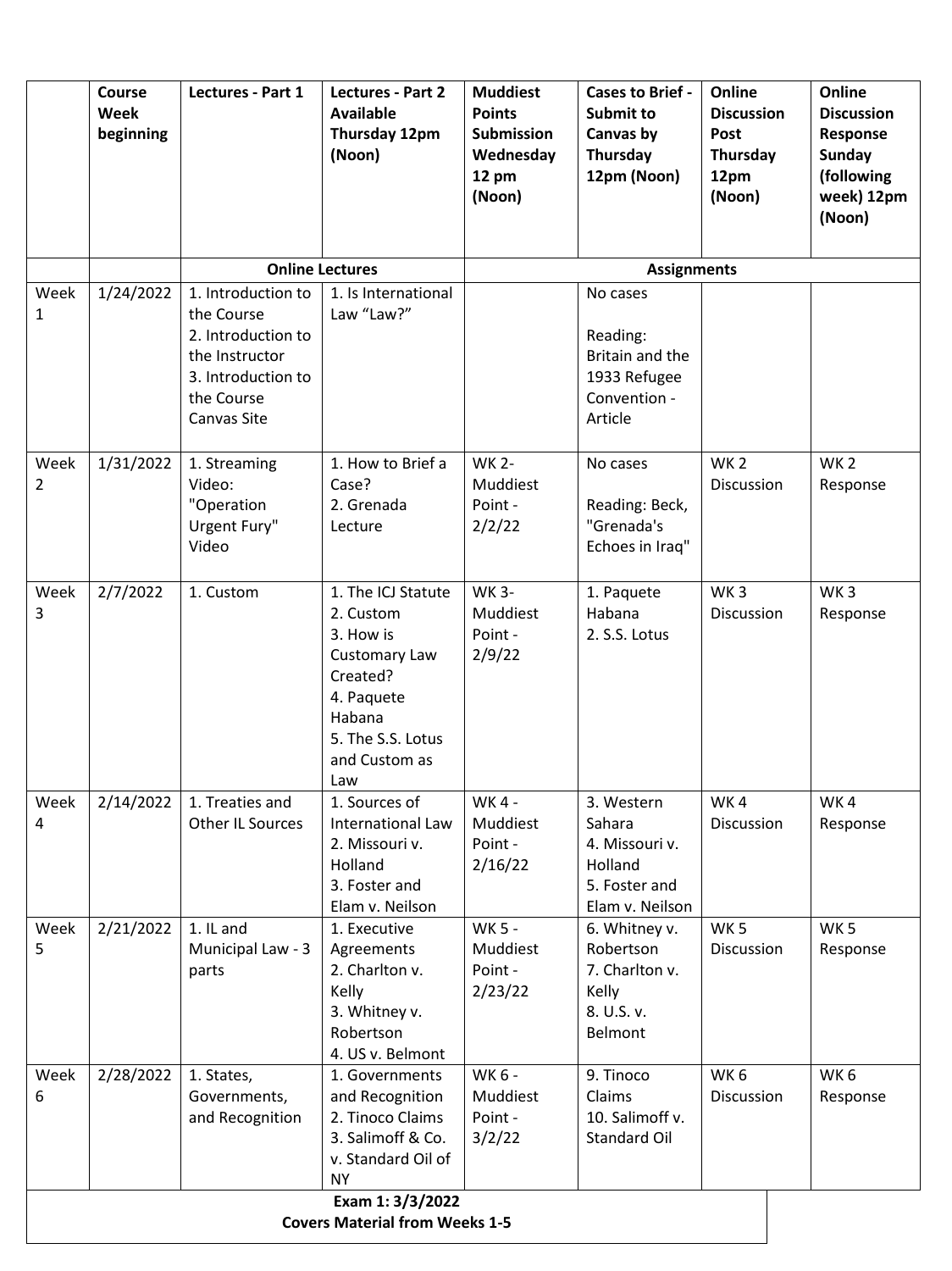| | Course Week beginning | Lectures - Part 1 | Lectures - Part 2 Available Thursday 12pm (Noon) | Muddiest Points Submission Wednesday 12 pm (Noon) | Cases to Brief - Submit to Canvas by Thursday 12pm (Noon) | Online Discussion Post Thursday 12pm (Noon) | Online Discussion Response Sunday (following week) 12pm (Noon) |
|---|---|---|---|---|---|---|---|
| | | Online Lectures | | Assignments | | | |
| Week 1 | 1/24/2022 | 1. Introduction to the Course<br>2. Introduction to the Instructor<br>3. Introduction to the Course Canvas Site | 1. Is International Law "Law?" | | No cases<br><br>Reading: Britain and the 1933 Refugee Convention - Article | | |
| Week 2 | 1/31/2022 | 1. Streaming Video: "Operation Urgent Fury" Video | 1. How to Brief a Case?<br>2. Grenada Lecture | WK 2- Muddiest Point - 2/2/22 | No cases<br><br>Reading: Beck, "Grenada's Echoes in Iraq" | WK 2 Discussion | WK 2 Response |
| Week 3 | 2/7/2022 | 1. Custom | 1. The ICJ Statute<br>2. Custom<br>3. How is Customary Law Created?<br>4. Paquete Habana<br>5. The S.S. Lotus and Custom as Law | WK 3- Muddiest Point - 2/9/22 | 1. Paquete Habana<br>2. S.S. Lotus | WK 3 Discussion | WK 3 Response |
| Week 4 | 2/14/2022 | 1. Treaties and Other IL Sources | 1. Sources of International Law<br>2. Missouri v. Holland<br>3. Foster and Elam v. Neilson | WK 4 - Muddiest Point - 2/16/22 | 3. Western Sahara<br>4. Missouri v. Holland<br>5. Foster and Elam v. Neilson | WK 4 Discussion | WK 4 Response |
| Week 5 | 2/21/2022 | 1. IL and Municipal Law - 3 parts | 1. Executive Agreements<br>2. Charlton v. Kelly<br>3. Whitney v. Robertson<br>4. US v. Belmont | WK 5 - Muddiest Point - 2/23/22 | 6. Whitney v. Robertson<br>7. Charlton v. Kelly<br>8. U.S. v. Belmont | WK 5 Discussion | WK 5 Response |
| Week 6 | 2/28/2022 | 1. States, Governments, and Recognition | 1. Governments and Recognition<br>2. Tinoco Claims<br>3. Salimoff & Co. v. Standard Oil of NY | WK 6 - Muddiest Point - 3/2/22 | 9. Tinoco Claims<br>10. Salimoff v. Standard Oil | WK 6 Discussion | WK 6 Response |
| **Exam 1: 3/3/2022**<br>**Covers Material from Weeks 1-5** | | | | | | | |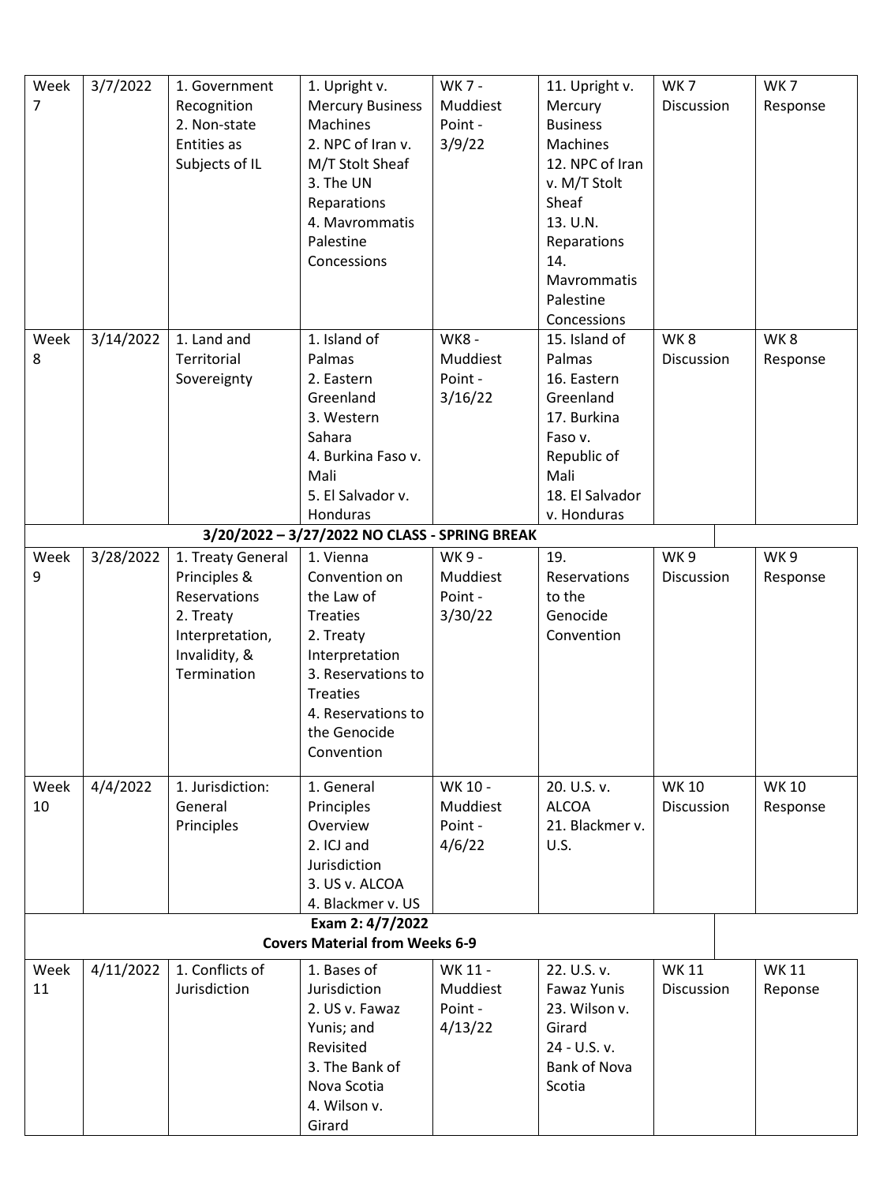| Week 7 | 3/7/2022 | 1. Government Recognition<br>2. Non-state Entities as Subjects of IL | 1. Upright v. Mercury Business Machines<br>2. NPC of Iran v. M/T Stolt Sheaf<br>3. The UN Reparations<br>4. Mavrommatis Palestine Concessions | WK 7 - Muddiest Point - 3/9/22 | 11. Upright v. Mercury Business Machines<br>12. NPC of Iran v. M/T Stolt Sheaf<br>13. U.N. Reparations<br>14. Mavrommatis Palestine Concessions | WK 7 Discussion | WK 7 Response |
|---|---|---|---|---|---|---|---|
| Week 8 | 3/14/2022 | 1. Land and Territorial Sovereignty | 1. Island of Palmas<br>2. Eastern Greenland<br>3. Western Sahara<br>4. Burkina Faso v. Mali<br>5. El Salvador v. Honduras | WK8 - Muddiest Point - 3/16/22 | 15. Island of Palmas<br>16. Eastern Greenland<br>17. Burkina Faso v. Republic of Mali<br>18. El Salvador v. Honduras | WK 8 Discussion | WK 8 Response |
| **3/20/2022 – 3/27/2022 NO CLASS - SPRING BREAK** | | | | | | | |
| Week 9 | 3/28/2022 | 1. Treaty General Principles & Reservations<br>2. Treaty Interpretation, Invalidity, & Termination | 1. Vienna Convention on the Law of Treaties<br>2. Treaty Interpretation<br>3. Reservations to Treaties<br>4. Reservations to the Genocide Convention | WK 9 - Muddiest Point - 3/30/22 | 19. Reservations to the Genocide Convention | WK 9 Discussion | WK 9 Response |
| Week 10 | 4/4/2022 | 1. Jurisdiction: General Principles | 1. General Principles Overview<br>2. ICJ and Jurisdiction<br>3. US v. ALCOA<br>4. Blackmer v. US | WK 10 - Muddiest Point - 4/6/22 | 20. U.S. v. ALCOA<br>21. Blackmer v. U.S. | WK 10 Discussion | WK 10 Response |
| **Exam 2: 4/7/2022**<br>**Covers Material from Weeks 6-9** | | | | | | | |
| Week 11 | 4/11/2022 | 1. Conflicts of Jurisdiction | 1. Bases of Jurisdiction<br>2. US v. Fawaz Yunis; and Revisited<br>3. The Bank of Nova Scotia<br>4. Wilson v. Girard | WK 11 - Muddiest Point - 4/13/22 | 22. U.S. v. Fawaz Yunis<br>23. Wilson v. Girard<br>24 - U.S. v. Bank of Nova Scotia | WK 11 Discussion | WK 11 Reponse |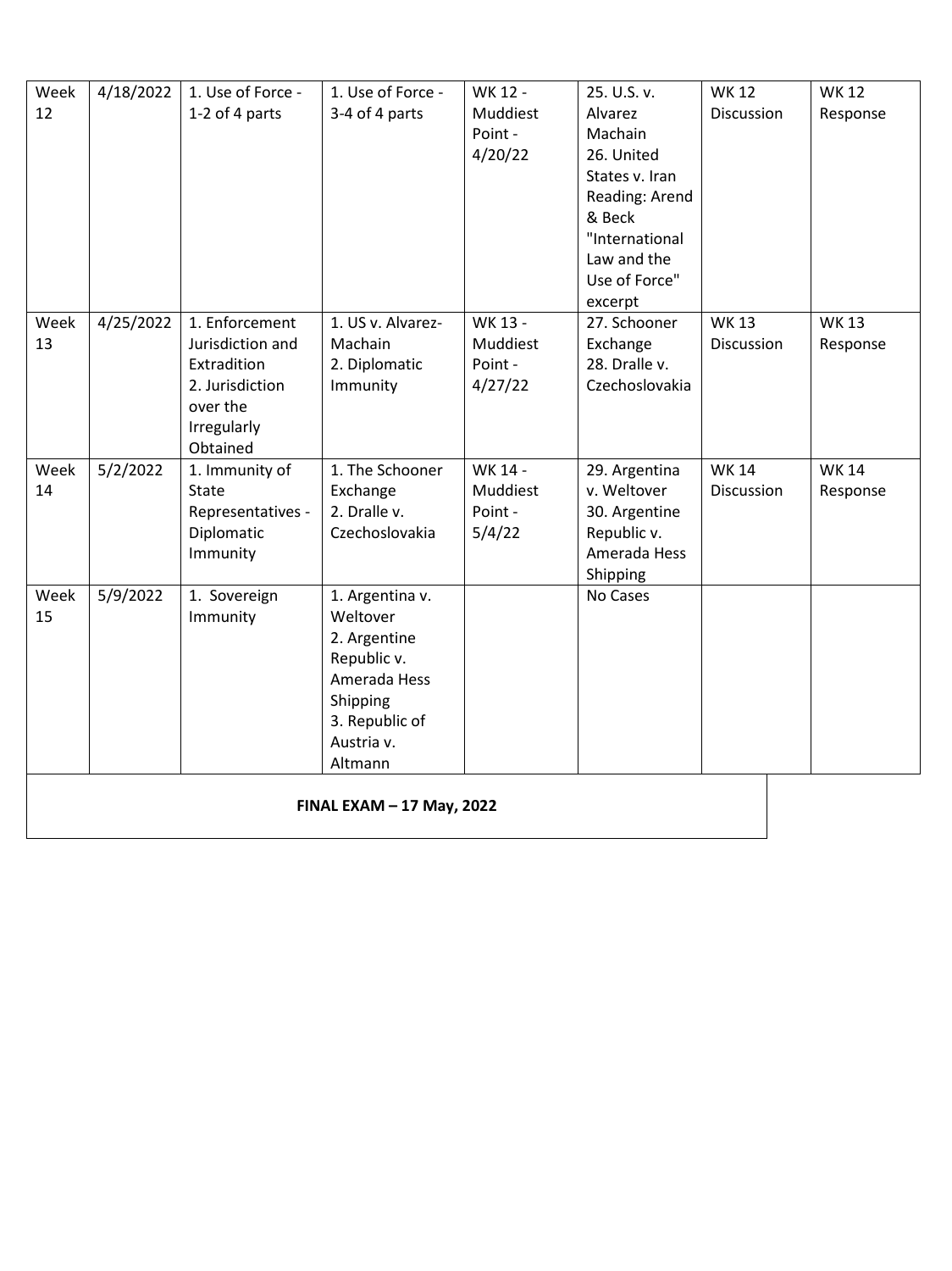| Week 12 | 4/18/2022 | 1. Use of Force - 1-2 of 4 parts | 1. Use of Force - 3-4 of 4 parts | WK 12 - Muddiest Point - 4/20/22 | 25. U.S. v. Alvarez Machain<br>26. United States v. Iran<br>Reading: Arend & Beck "International Law and the Use of Force" excerpt | WK 12 Discussion | WK 12 Response |
|---|---|---|---|---|---|---|---|
| Week 13 | 4/25/2022 | 1. Enforcement Jurisdiction and Extradition<br>2. Jurisdiction over the Irregularly Obtained | 1. US v. Alvarez-Machain<br>2. Diplomatic Immunity | WK 13 - Muddiest Point - 4/27/22 | 27. Schooner Exchange<br>28. Dralle v. Czechoslovakia | WK 13 Discussion | WK 13 Response |
| Week 14 | 5/2/2022 | 1. Immunity of State Representatives - Diplomatic Immunity | 1. The Schooner Exchange<br>2. Dralle v. Czechoslovakia | WK 14 - Muddiest Point - 5/4/22 | 29. Argentina v. Weltover<br>30. Argentine Republic v. Amerada Hess Shipping | WK 14 Discussion | WK 14 Response |
| Week 15 | 5/9/2022 | 1. Sovereign Immunity | 1. Argentina v. Weltover<br>2. Argentine Republic v. Amerada Hess Shipping<br>3. Republic of Austria v. Altmann | | No Cases | | |

**FINAL EXAM – 17 May, 2022**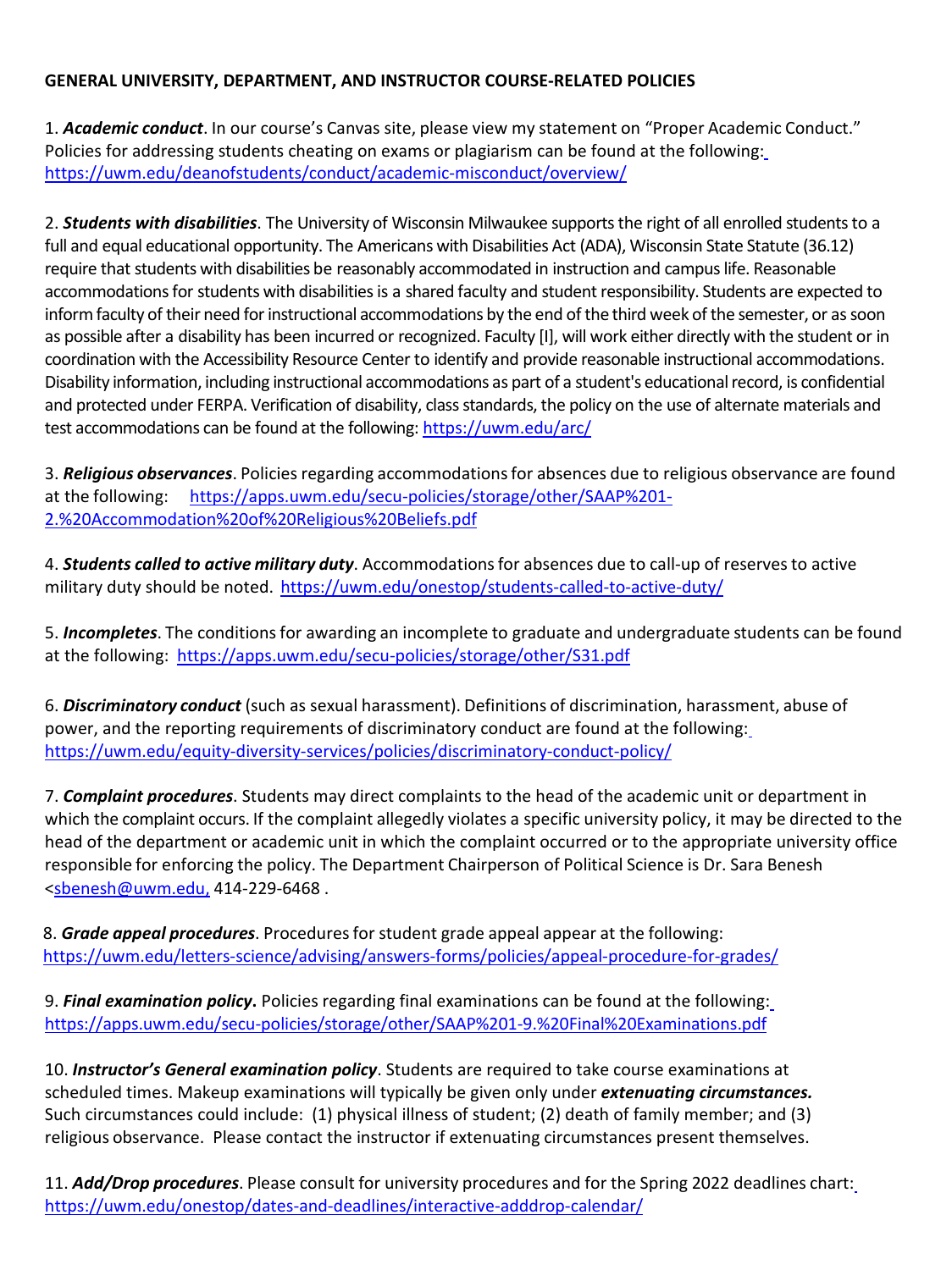**GENERAL UNIVERSITY, DEPARTMENT, AND INSTRUCTOR COURSE-RELATED POLICIES**

1. ***Academic conduct***. In our course's Canvas site, please view my statement on "Proper Academic Conduct." Policies for addressing students cheating on exams or plagiarism can be found at the following: https://uwm.edu/deanofstudents/conduct/academic-misconduct/overview/

2. ***Students with disabilities***. The University of Wisconsin Milwaukee supports the right of all enrolled students to a full and equal educational opportunity. The Americans with Disabilities Act (ADA), Wisconsin State Statute (36.12) require that students with disabilities be reasonably accommodated in instruction and campus life. Reasonable accommodations for students with disabilities is a shared faculty and student responsibility. Students are expected to inform faculty of their need for instructional accommodations by the end of the third week of the semester, or as soon as possible after a disability has been incurred or recognized. Faculty [I], will work either directly with the student or in coordination with the Accessibility Resource Center to identify and provide reasonable instructional accommodations. Disability information, including instructional accommodations as part of a student's educational record, is confidential and protected under FERPA. Verification of disability, class standards, the policy on the use of alternate materials and test accommodations can be found at the following: https://uwm.edu/arc/

3. ***Religious observances***. Policies regarding accommodations for absences due to religious observance are found at the following: https://apps.uwm.edu/secu-policies/storage/other/SAAP%201-2.%20Accommodation%20of%20Religious%20Beliefs.pdf

4. ***Students called to active military duty***. Accommodations for absences due to call-up of reserves to active military duty should be noted. https://uwm.edu/onestop/students-called-to-active-duty/

5. ***Incompletes***. The conditions for awarding an incomplete to graduate and undergraduate students can be found at the following: https://apps.uwm.edu/secu-policies/storage/other/S31.pdf

6. ***Discriminatory conduct*** (such as sexual harassment). Definitions of discrimination, harassment, abuse of power, and the reporting requirements of discriminatory conduct are found at the following: https://uwm.edu/equity-diversity-services/policies/discriminatory-conduct-policy/

7. ***Complaint procedures***. Students may direct complaints to the head of the academic unit or department in which the complaint occurs. If the complaint allegedly violates a specific university policy, it may be directed to the head of the department or academic unit in which the complaint occurred or to the appropriate university office responsible for enforcing the policy. The Department Chairperson of Political Science is Dr. Sara Benesh <sbenesh@uwm.edu, 414-229-6468 .

8. ***Grade appeal procedures***. Procedures for student grade appeal appear at the following: https://uwm.edu/letters-science/advising/answers-forms/policies/appeal-procedure-for-grades/

9. ***Final examination policy*****.** Policies regarding final examinations can be found at the following: https://apps.uwm.edu/secu-policies/storage/other/SAAP%201-9.%20Final%20Examinations.pdf

10. ***Instructor's General examination policy***. Students are required to take course examinations at scheduled times. Makeup examinations will typically be given only under ***extenuating circumstances.*** Such circumstances could include: (1) physical illness of student; (2) death of family member; and (3) religious observance. Please contact the instructor if extenuating circumstances present themselves.

11. ***Add/Drop procedures***. Please consult for university procedures and for the Spring 2022 deadlines chart: https://uwm.edu/onestop/dates-and-deadlines/interactive-adddrop-calendar/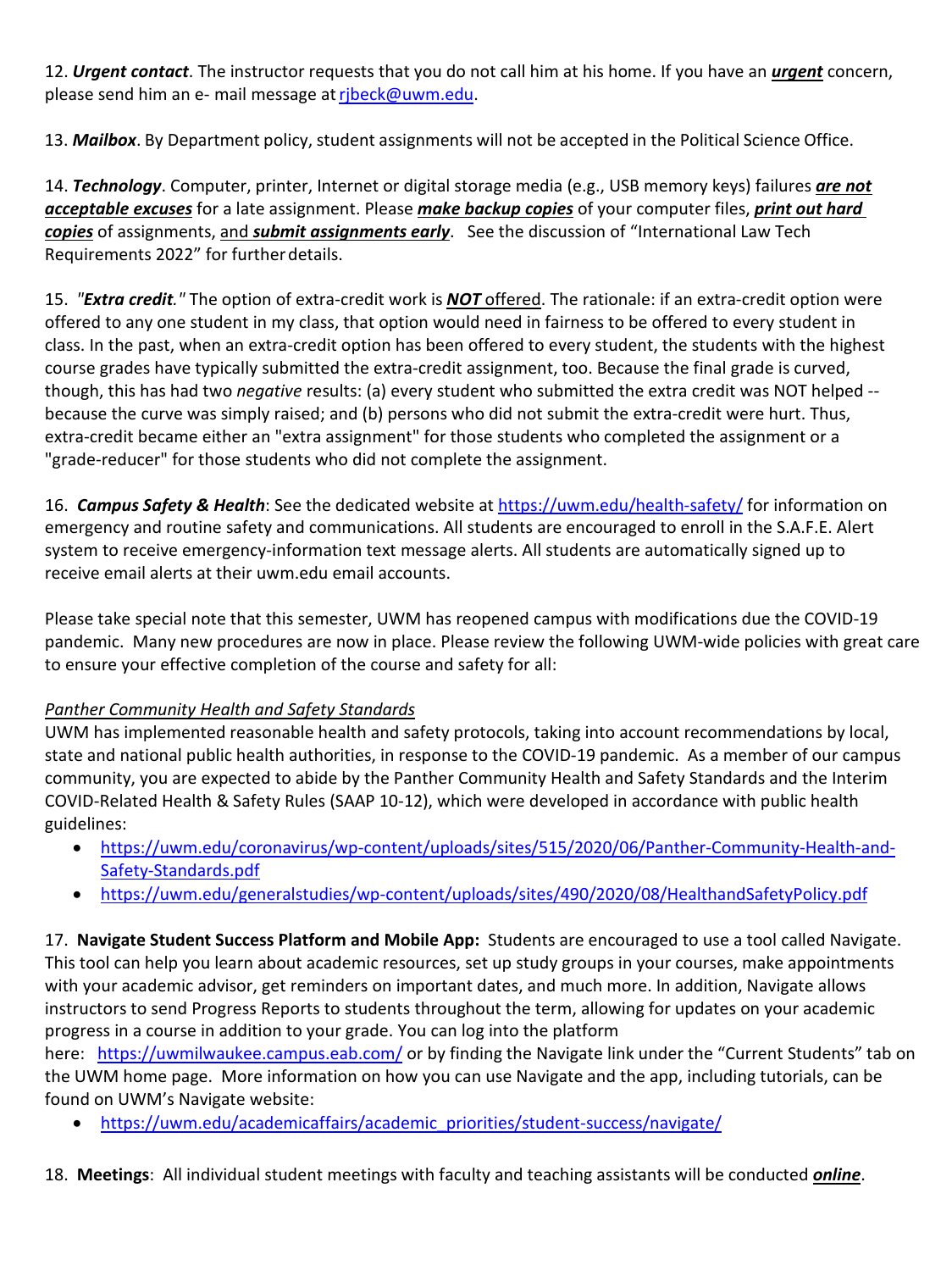12. ***Urgent contact***. The instructor requests that you do not call him at his home. If you have an ***urgent*** concern, please send him an e- mail message at rjbeck@uwm.edu.

13. ***Mailbox***. By Department policy, student assignments will not be accepted in the Political Science Office.

14. ***Technology***. Computer, printer, Internet or digital storage media (e.g., USB memory keys) failures ***are not acceptable excuses*** for a late assignment. Please ***make backup copies*** of your computer files, ***print out hard copies*** of assignments, and ***submit assignments early***. See the discussion of "International Law Tech Requirements 2022" for further details.

15. *"**Extra credit**."* The option of extra-credit work is ***NOT*** offered. The rationale: if an extra-credit option were offered to any one student in my class, that option would need in fairness to be offered to every student in class. In the past, when an extra-credit option has been offered to every student, the students with the highest course grades have typically submitted the extra-credit assignment, too. Because the final grade is curved, though, this has had two *negative* results: (a) every student who submitted the extra credit was NOT helped -- because the curve was simply raised; and (b) persons who did not submit the extra-credit were hurt. Thus, extra-credit became either an "extra assignment" for those students who completed the assignment or a "grade-reducer" for those students who did not complete the assignment.

16. ***Campus Safety & Health***: See the dedicated website at https://uwm.edu/health-safety/ for information on emergency and routine safety and communications. All students are encouraged to enroll in the S.A.F.E. Alert system to receive emergency-information text message alerts. All students are automatically signed up to receive email alerts at their uwm.edu email accounts.

Please take special note that this semester, UWM has reopened campus with modifications due the COVID-19 pandemic. Many new procedures are now in place. Please review the following UWM-wide policies with great care to ensure your effective completion of the course and safety for all:

*Panther Community Health and Safety Standards*

UWM has implemented reasonable health and safety protocols, taking into account recommendations by local, state and national public health authorities, in response to the COVID-19 pandemic. As a member of our campus community, you are expected to abide by the Panther Community Health and Safety Standards and the Interim COVID-Related Health & Safety Rules (SAAP 10-12), which were developed in accordance with public health guidelines:

- https://uwm.edu/coronavirus/wp-content/uploads/sites/515/2020/06/Panther-Community-Health-and-Safety-Standards.pdf
- https://uwm.edu/generalstudies/wp-content/uploads/sites/490/2020/08/HealthandSafetyPolicy.pdf

17. **Navigate Student Success Platform and Mobile App:** Students are encouraged to use a tool called Navigate. This tool can help you learn about academic resources, set up study groups in your courses, make appointments with your academic advisor, get reminders on important dates, and much more. In addition, Navigate allows instructors to send Progress Reports to students throughout the term, allowing for updates on your academic progress in a course in addition to your grade. You can log into the platform here: https://uwmilwaukee.campus.eab.com/ or by finding the Navigate link under the "Current Students" tab on the UWM home page. More information on how you can use Navigate and the app, including tutorials, can be found on UWM's Navigate website:

- https://uwm.edu/academicaffairs/academic_priorities/student-success/navigate/

18. **Meetings**: All individual student meetings with faculty and teaching assistants will be conducted ***online***.